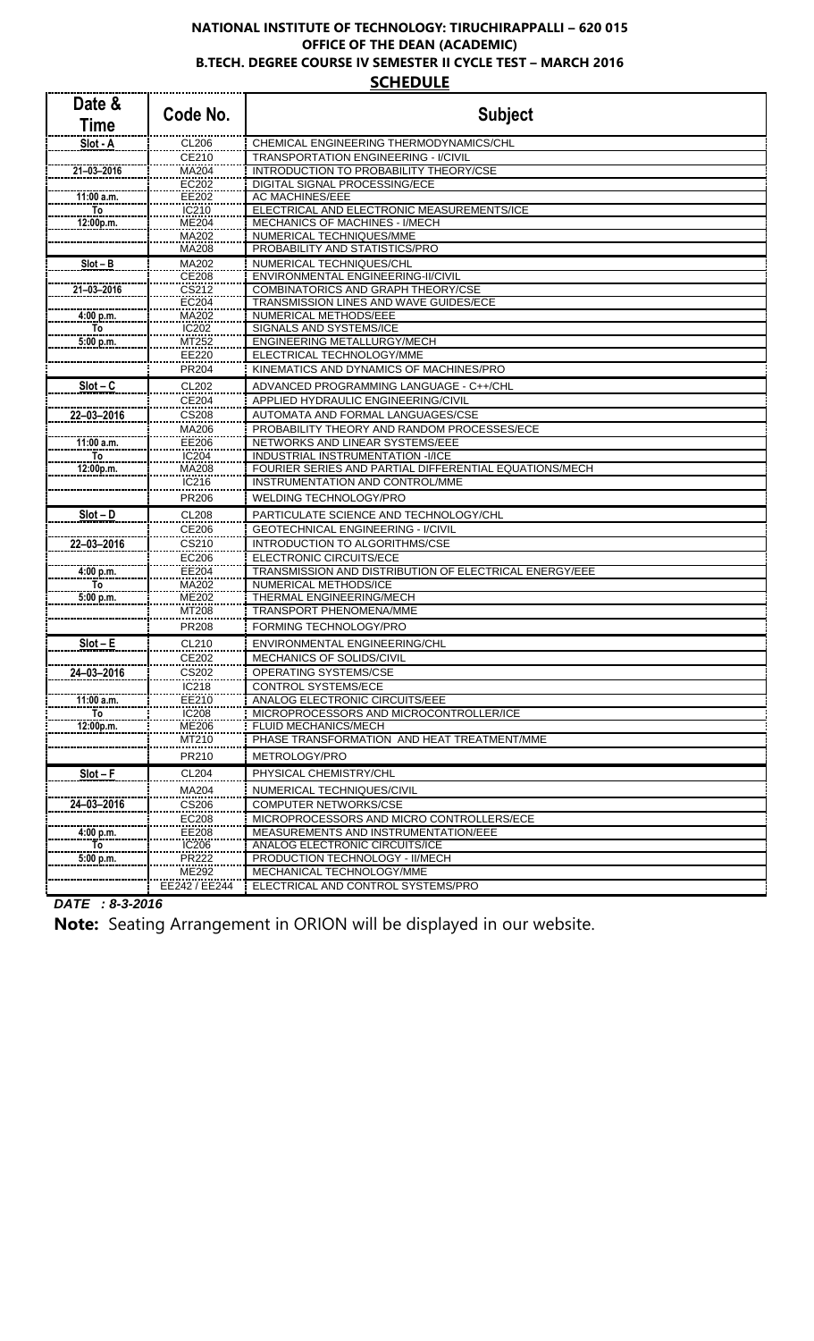**NATIONAL INSTITUTE OF TECHNOLOGY: TIRUCHIRAPPALLI – 620 015**

**OFFICE OF THE DEAN (ACADEMIC)**

**B.TECH. DEGREE COURSE IV SEMESTER II CYCLE TEST – MARCH 2016**

**SCHEDULE**

| Date & Time | Code No. | Subject |
|---|---|---|
| Slot - A | CL206 | CHEMICAL ENGINEERING THERMODYNAMICS/CHL |
| | CE210 | TRANSPORTATION ENGINEERING - I/CIVIL |
| 21–03–2016 | MA204 | INTRODUCTION TO PROBABILITY THEORY/CSE |
| | EC202 | DIGITAL SIGNAL PROCESSING/ECE |
| 11:00 a.m. | EE202 | AC MACHINES/EEE |
| To | IC210 | ELECTRICAL AND ELECTRONIC MEASUREMENTS/ICE |
| 12:00p.m. | ME204 | MECHANICS OF MACHINES - I/MECH |
| | MA202 | NUMERICAL TECHNIQUES/MME |
| | MA208 | PROBABILITY AND STATISTICS/PRO |
| Slot – B | MA202 | NUMERICAL TECHNIQUES/CHL |
| | CE208 | ENVIRONMENTAL ENGINEERING-II/CIVIL |
| 21–03–2016 | CS212 | COMBINATORICS AND GRAPH THEORY/CSE |
| | EC204 | TRANSMISSION LINES AND WAVE GUIDES/ECE |
| 4:00 p.m. | MA202 | NUMERICAL METHODS/EEE |
| To | IC202 | SIGNALS AND SYSTEMS/ICE |
| 5:00 p.m. | MT252 | ENGINEERING METALLURGY/MECH |
| | EE220 | ELECTRICAL TECHNOLOGY/MME |
| | PR204 | KINEMATICS AND DYNAMICS OF MACHINES/PRO |
| Slot – C | CL202 | ADVANCED PROGRAMMING LANGUAGE - C++/CHL |
| | CE204 | APPLIED HYDRAULIC ENGINEERING/CIVIL |
| 22–03–2016 | CS208 | AUTOMATA AND FORMAL LANGUAGES/CSE |
| | MA206 | PROBABILITY THEORY AND RANDOM PROCESSES/ECE |
| 11:00 a.m. | EE206 | NETWORKS AND LINEAR SYSTEMS/EEE |
| To | IC204 | INDUSTRIAL INSTRUMENTATION -I/ICE |
| 12:00p.m. | MA208 | FOURIER SERIES AND PARTIAL DIFFERENTIAL EQUATIONS/MECH |
| | IC216 | INSTRUMENTATION AND CONTROL/MME |
| | PR206 | WELDING TECHNOLOGY/PRO |
| Slot – D | CL208 | PARTICULATE SCIENCE AND TECHNOLOGY/CHL |
| | CE206 | GEOTECHNICAL ENGINEERING - I/CIVIL |
| 22–03–2016 | CS210 | INTRODUCTION TO ALGORITHMS/CSE |
| | EC206 | ELECTRONIC CIRCUITS/ECE |
| 4:00 p.m. | EE204 | TRANSMISSION AND DISTRIBUTION OF ELECTRICAL ENERGY/EEE |
| To | MA202 | NUMERICAL METHODS/ICE |
| 5:00 p.m. | ME202 | THERMAL ENGINEERING/MECH |
| | MT208 | TRANSPORT PHENOMENA/MME |
| | PR208 | FORMING TECHNOLOGY/PRO |
| Slot – E | CL210 | ENVIRONMENTAL ENGINEERING/CHL |
| | CE202 | MECHANICS OF SOLIDS/CIVIL |
| 24–03–2016 | CS202 | OPERATING SYSTEMS/CSE |
| | IC218 | CONTROL SYSTEMS/ECE |
| 11:00 a.m. | EE210 | ANALOG ELECTRONIC CIRCUITS/EEE |
| To | IC208 | MICROPROCESSORS AND MICROCONTROLLER/ICE |
| 12:00p.m. | ME206 | FLUID MECHANICS/MECH |
| | MT210 | PHASE TRANSFORMATION AND HEAT TREATMENT/MME |
| | PR210 | METROLOGY/PRO |
| Slot – F | CL204 | PHYSICAL CHEMISTRY/CHL |
| | MA204 | NUMERICAL TECHNIQUES/CIVIL |
| 24–03–2016 | CS206 | COMPUTER NETWORKS/CSE |
| | EC208 | MICROPROCESSORS AND MICRO CONTROLLERS/ECE |
| 4:00 p.m. | EE208 | MEASUREMENTS AND INSTRUMENTATION/EEE |
| To | IC206 | ANALOG ELECTRONIC CIRCUITS/ICE |
| 5:00 p.m. | PR222 | PRODUCTION TECHNOLOGY - II/MECH |
| | ME292 | MECHANICAL TECHNOLOGY/MME |
| | EE242 / EE244 | ELECTRICAL AND CONTROL SYSTEMS/PRO |

***DATE : 8-3-2016***

**Note:** Seating Arrangement in ORION will be displayed in our website.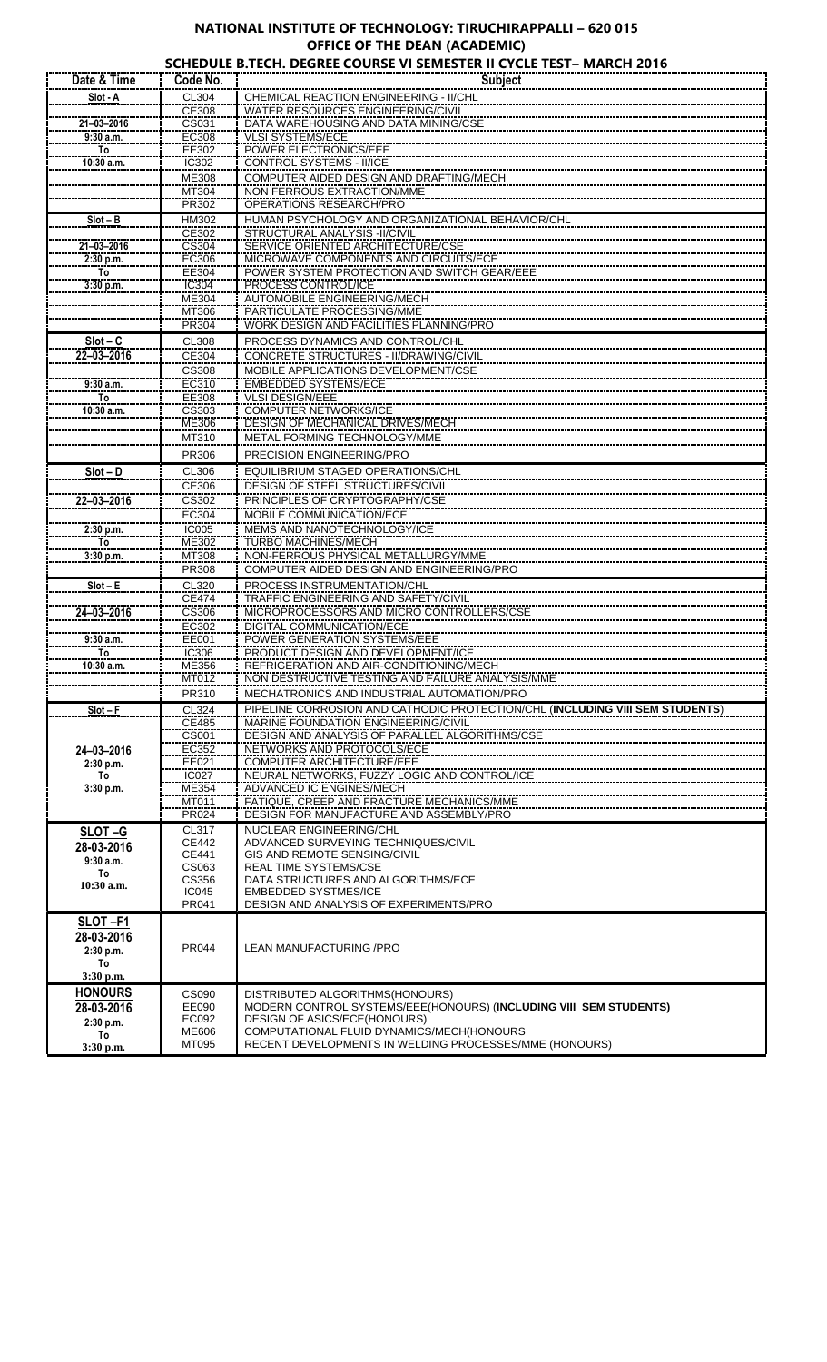# NATIONAL INSTITUTE OF TECHNOLOGY: TIRUCHIRAPPALLI – 620 015

## OFFICE OF THE DEAN (ACADEMIC)

### SCHEDULE B.TECH. DEGREE COURSE VI SEMESTER II CYCLE TEST– MARCH 2016

| Date & Time | Code No. | Subject |
|---|---|---|
| Slot - A | CL304 | CHEMICAL REACTION ENGINEERING - II/CHL |
| | CE308 | WATER RESOURCES ENGINEERING/CIVIL |
| 21–03–2016 | CS031 | DATA WAREHOUSING AND DATA MINING/CSE |
| 9:30 a.m. | EC308 | VLSI SYSTEMS/ECE |
| To | EE302 | POWER ELECTRONICS/EEE |
| 10:30 a.m. | IC302 | CONTROL SYSTEMS - II/ICE |
| | ME308 | COMPUTER AIDED DESIGN AND DRAFTING/MECH |
| | MT304 | NON FERROUS EXTRACTION/MME |
| | PR302 | OPERATIONS RESEARCH/PRO |
| Slot – B | HM302 | HUMAN PSYCHOLOGY AND ORGANIZATIONAL BEHAVIOR/CHL |
| | CE302 | STRUCTURAL ANALYSIS -II/CIVIL |
| 21–03–2016 | CS304 | SERVICE ORIENTED ARCHITECTURE/CSE |
| 2:30 p.m. | EC306 | MICROWAVE COMPONENTS AND CIRCUITS/ECE |
| To | EE304 | POWER SYSTEM PROTECTION AND SWITCH GEAR/EEE |
| 3:30 p.m. | IC304 | PROCESS CONTROL/ICE |
| | ME304 | AUTOMOBILE ENGINEERING/MECH |
| | MT306 | PARTICULATE PROCESSING/MME |
| | PR304 | WORK DESIGN AND FACILITIES PLANNING/PRO |
| Slot – C | CL308 | PROCESS DYNAMICS AND CONTROL/CHL |
| 22–03–2016 | CE304 | CONCRETE STRUCTURES - II/DRAWING/CIVIL |
| | CS308 | MOBILE APPLICATIONS DEVELOPMENT/CSE |
| 9:30 a.m. | EC310 | EMBEDDED SYSTEMS/ECE |
| To | EE308 | VLSI DESIGN/EEE |
| 10:30 a.m. | CS303 | COMPUTER NETWORKS/ICE |
| | ME306 | DESIGN OF MECHANICAL DRIVES/MECH |
| | MT310 | METAL FORMING TECHNOLOGY/MME |
| | PR306 | PRECISION ENGINEERING/PRO |
| Slot – D | CL306 | EQUILIBRIUM STAGED OPERATIONS/CHL |
| | CE306 | DESIGN OF STEEL STRUCTURES/CIVIL |
| 22–03–2016 | CS302 | PRINCIPLES OF CRYPTOGRAPHY/CSE |
| | EC304 | MOBILE COMMUNICATION/ECE |
| 2:30 p.m. | IC005 | MEMS AND NANOTECHNOLOGY/ICE |
| To | ME302 | TURBO MACHINES/MECH |
| 3:30 p.m. | MT308 | NON-FERROUS PHYSICAL METALLURGY/MME |
| | PR308 | COMPUTER AIDED DESIGN AND ENGINEERING/PRO |
| Slot – E | CL320 | PROCESS INSTRUMENTATION/CHL |
| | CE474 | TRAFFIC ENGINEERING AND SAFETY/CIVIL |
| 24–03–2016 | CS306 | MICROPROCESSORS AND MICRO CONTROLLERS/CSE |
| | EC302 | DIGITAL COMMUNICATION/ECE |
| 9:30 a.m. | EE001 | POWER GENERATION SYSTEMS/EEE |
| To | IC306 | PRODUCT DESIGN AND DEVELOPMENT/ICE |
| 10:30 a.m. | ME356 | REFRIGERATION AND AIR-CONDITIONING/MECH |
| | MT012 | NON DESTRUCTIVE TESTING AND FAILURE ANALYSIS/MME |
| | PR310 | MECHATRONICS AND INDUSTRIAL AUTOMATION/PRO |
| Slot – F | CL324 | PIPELINE CORROSION AND CATHODIC PROTECTION/CHL (**INCLUDING VIII SEM STUDENTS**) |
| | CE485 | MARINE FOUNDATION ENGINEERING/CIVIL |
| | CS001 | DESIGN AND ANALYSIS OF PARALLEL ALGORITHMS/CSE |
| 24–03–2016 | EC352 | NETWORKS AND PROTOCOLS/ECE |
| 2:30 p.m. | EE021 | COMPUTER ARCHITECTURE/EEE |
| To | IC027 | NEURAL NETWORKS, FUZZY LOGIC AND CONTROL/ICE |
| 3:30 p.m. | ME354 | ADVANCED IC ENGINES/MECH |
| | MT011 | FATIQUE, CREEP AND FRACTURE MECHANICS/MME |
| | PR024 | DESIGN FOR MANUFACTURE AND ASSEMBLY/PRO |
| SLOT –G | CL317 | NUCLEAR ENGINEERING/CHL |
| 28-03-2016 | CE442 | ADVANCED SURVEYING TECHNIQUES/CIVIL |
| 9:30 a.m. | CE441 | GIS AND REMOTE SENSING/CIVIL |
| To | CS063 | REAL TIME SYSTEMS/CSE |
| 10:30 a.m. | CS356 | DATA STRUCTURES AND ALGORITHMS/ECE |
| | IC045 | EMBEDDED SYSTMES/ICE |
| | PR041 | DESIGN AND ANALYSIS OF EXPERIMENTS/PRO |
| SLOT –F1 28-03-2016 2:30 p.m. To 3:30 p.m. | PR044 | LEAN MANUFACTURING /PRO |
| HONOURS | CS090 | DISTRIBUTED ALGORITHMS(HONOURS) |
| 28-03-2016 | EE090 | MODERN CONTROL SYSTEMS/EEE(HONOURS) (**INCLUDING VIII SEM STUDENTS**) |
| 2:30 p.m. | EC092 | DESIGN OF ASICS/ECE(HONOURS) |
| To | ME606 | COMPUTATIONAL FLUID DYNAMICS/MECH(HONOURS |
| 3:30 p.m. | MT095 | RECENT DEVELOPMENTS IN WELDING PROCESSES/MME (HONOURS) |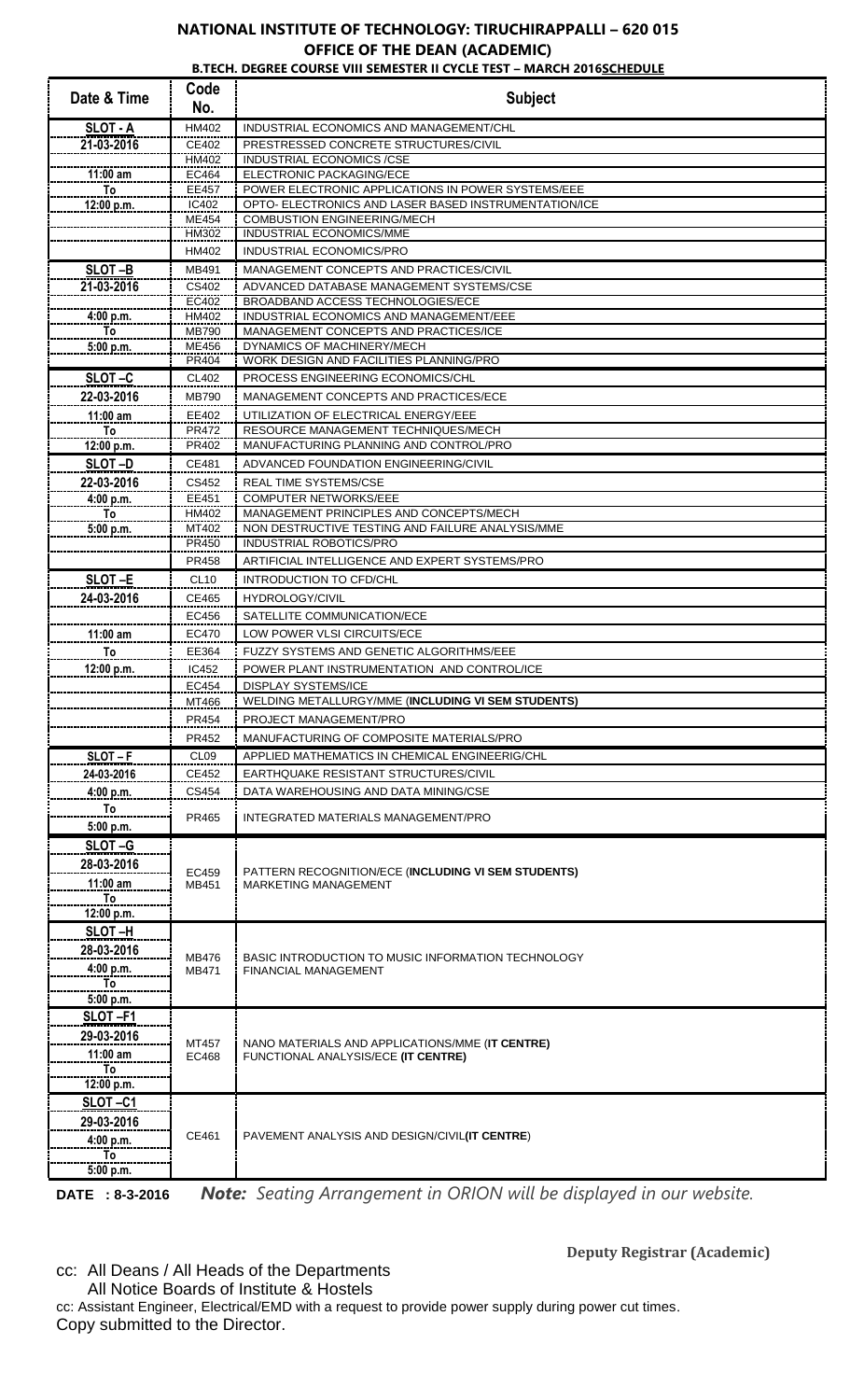## NATIONAL INSTITUTE OF TECHNOLOGY: TIRUCHIRAPPALLI – 620 015
## OFFICE OF THE DEAN (ACADEMIC)
### B.TECH. DEGREE COURSE VIII SEMESTER II CYCLE TEST – MARCH 2016 SCHEDULE

| Date & Time | Code No. | Subject |
|---|---|---|
| SLOT - A | HM402 | INDUSTRIAL ECONOMICS AND MANAGEMENT/CHL |
| 21-03-2016 | CE402 | PRESTRESSED CONCRETE STRUCTURES/CIVIL |
| | HM402 | INDUSTRIAL ECONOMICS /CSE |
| 11:00 am | EC464 | ELECTRONIC PACKAGING/ECE |
| To | EE457 | POWER ELECTRONIC APPLICATIONS IN POWER SYSTEMS/EEE |
| 12:00 p.m. | IC402 | OPTO- ELECTRONICS AND LASER BASED INSTRUMENTATION/ICE |
| | ME454 | COMBUSTION ENGINEERING/MECH |
| | HM302 | INDUSTRIAL ECONOMICS/MME |
| | HM402 | INDUSTRIAL ECONOMICS/PRO |
| SLOT –B | MB491 | MANAGEMENT CONCEPTS AND PRACTICES/CIVIL |
| 21-03-2016 | CS402 | ADVANCED DATABASE MANAGEMENT SYSTEMS/CSE |
| | EC402 | BROADBAND ACCESS TECHNOLOGIES/ECE |
| 4:00 p.m. | HM402 | INDUSTRIAL ECONOMICS AND MANAGEMENT/EEE |
| To | MB790 | MANAGEMENT CONCEPTS AND PRACTICES/ICE |
| 5:00 p.m. | ME456 | DYNAMICS OF MACHINERY/MECH |
| | PR404 | WORK DESIGN AND FACILITIES PLANNING/PRO |
| SLOT –C | CL402 | PROCESS ENGINEERING ECONOMICS/CHL |
| 22-03-2016 | MB790 | MANAGEMENT CONCEPTS AND PRACTICES/ECE |
| 11:00 am | EE402 | UTILIZATION OF ELECTRICAL ENERGY/EEE |
| To | PR472 | RESOURCE MANAGEMENT TECHNIQUES/MECH |
| 12:00 p.m. | PR402 | MANUFACTURING PLANNING AND CONTROL/PRO |
| SLOT –D | CE481 | ADVANCED FOUNDATION ENGINEERING/CIVIL |
| 22-03-2016 | CS452 | REAL TIME SYSTEMS/CSE |
| 4:00 p.m. | EE451 | COMPUTER NETWORKS/EEE |
| To | HM402 | MANAGEMENT PRINCIPLES AND CONCEPTS/MECH |
| 5:00 p.m. | MT402 | NON DESTRUCTIVE TESTING AND FAILURE ANALYSIS/MME |
| | PR450 | INDUSTRIAL ROBOTICS/PRO |
| | PR458 | ARTIFICIAL INTELLIGENCE AND EXPERT SYSTEMS/PRO |
| SLOT –E | CL10 | INTRODUCTION TO CFD/CHL |
| 24-03-2016 | CE465 | HYDROLOGY/CIVIL |
| | EC456 | SATELLITE COMMUNICATION/ECE |
| 11:00 am | EC470 | LOW POWER VLSI CIRCUITS/ECE |
| To | EE364 | FUZZY SYSTEMS AND GENETIC ALGORITHMS/EEE |
| 12:00 p.m. | IC452 | POWER PLANT INSTRUMENTATION AND CONTROL/ICE |
| | EC454 | DISPLAY SYSTEMS/ICE |
| | MT466 | WELDING METALLURGY/MME (**INCLUDING VI SEM STUDENTS)** |
| | PR454 | PROJECT MANAGEMENT/PRO |
| | PR452 | MANUFACTURING OF COMPOSITE MATERIALS/PRO |
| SLOT – F | CL09 | APPLIED MATHEMATICS IN CHEMICAL ENGINEERIG/CHL |
| 24-03-2016 | CE452 | EARTHQUAKE RESISTANT STRUCTURES/CIVIL |
| 4:00 p.m. | CS454 | DATA WAREHOUSING AND DATA MINING/CSE |
| To 5:00 p.m. | PR465 | INTEGRATED MATERIALS MANAGEMENT/PRO |
| SLOT –G 28-03-2016 11:00 am To 12:00 p.m. | EC459 MB451 | PATTERN RECOGNITION/ECE (**INCLUDING VI SEM STUDENTS**) MARKETING MANAGEMENT |
| SLOT –H 28-03-2016 4:00 p.m. To 5:00 p.m. | MB476 MB471 | BASIC INTRODUCTION TO MUSIC INFORMATION TECHNOLOGY FINANCIAL MANAGEMENT |
| SLOT –F1 29-03-2016 11:00 am To 12:00 p.m. | MT457 EC468 | NANO MATERIALS AND APPLICATIONS/MME (**IT CENTRE**) FUNCTIONAL ANALYSIS/ECE **(IT CENTRE)** |
| SLOT –C1 29-03-2016 4:00 p.m. To 5:00 p.m. | CE461 | PAVEMENT ANALYSIS AND DESIGN/CIVIL**(IT CENTRE**) |

**DATE : 8-3-2016** ***Note:*** *Seating Arrangement in ORION will be displayed in our website.*

**Deputy Registrar (Academic)**

cc: All Deans / All Heads of the Departments
All Notice Boards of Institute & Hostels
cc: Assistant Engineer, Electrical/EMD with a request to provide power supply during power cut times.
Copy submitted to the Director.